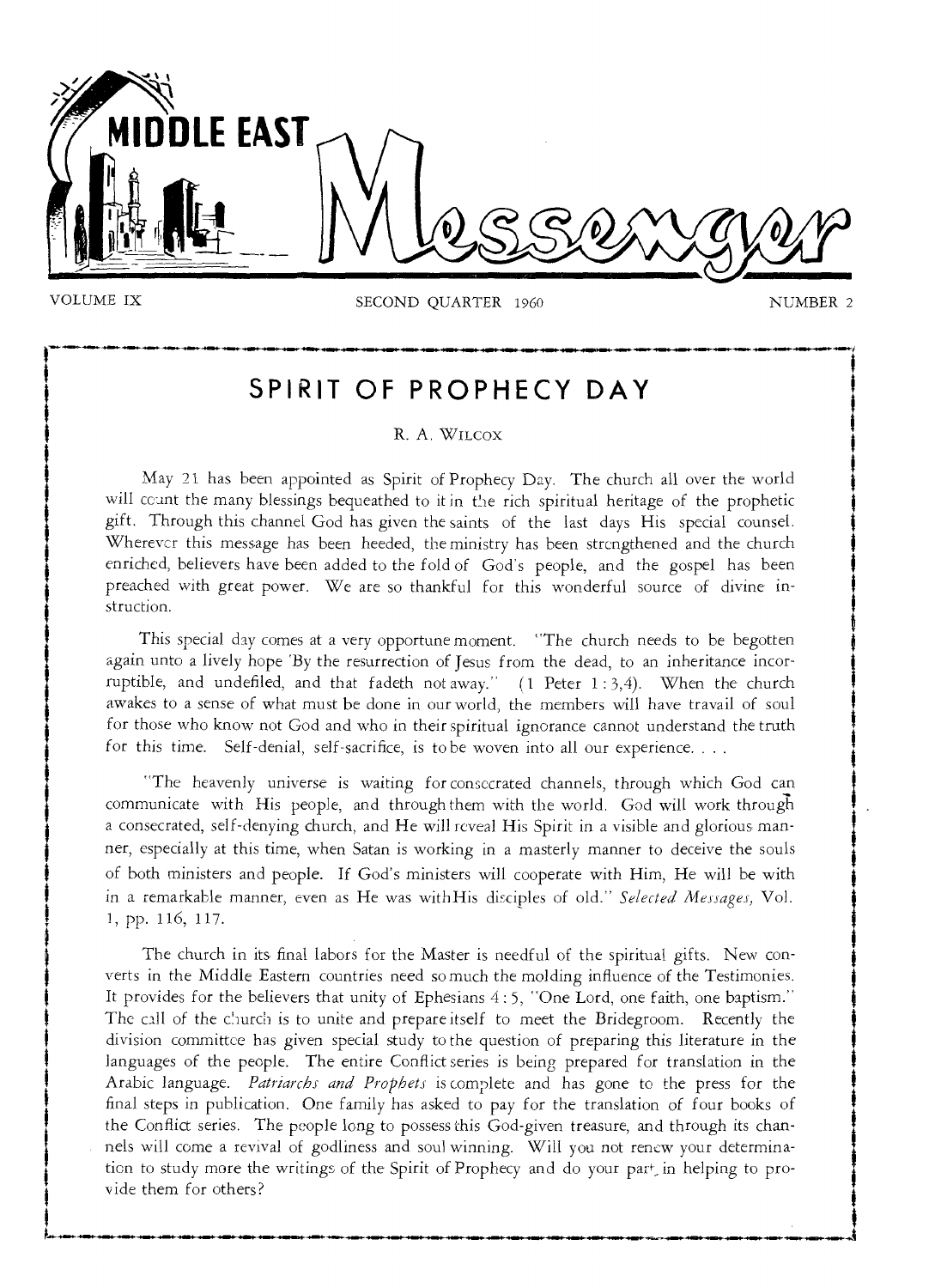# MIDDLE EAST Messenger

VOLUME IX | SECOND QUARTER 1960 | NUMBER 2

## SPIRIT OF PROPHECY DAY

R. A. WILCOX

May 21 has been appointed as Spirit of Prophecy Day. The church all over the world will count the many blessings bequeathed to it in the rich spiritual heritage of the prophetic gift. Through this channel God has given the saints of the last days His special counsel. Wherever this message has been heeded, the ministry has been strengthened and the church enriched, believers have been added to the fold of God's people, and the gospel has been preached with great power. We are so thankful for this wonderful source of divine instruction.

This special day comes at a very opportune moment. "The church needs to be begotten again unto a lively hope 'By the resurrection of Jesus from the dead, to an inheritance incorruptible, and undefiled, and that fadeth not away.' (1 Peter 1:3,4). When the church awakes to a sense of what must be done in our world, the members will have travail of soul for those who know not God and who in their spiritual ignorance cannot understand the truth for this time. Self-denial, self-sacrifice, is to be woven into all our experience. . . .

"The heavenly universe is waiting for consecrated channels, through which God can communicate with His people, and through them with the world. God will work through a consecrated, self-denying church, and He will reveal His Spirit in a visible and glorious manner, especially at this time, when Satan is working in a masterly manner to deceive the souls of both ministers and people. If God's ministers will cooperate with Him, He will be with in a remarkable manner, even as He was with His disciples of old." *Selected Messages,* Vol. 1, pp. 116, 117.

The church in its final labors for the Master is needful of the spiritual gifts. New converts in the Middle Eastern countries need so much the molding influence of the Testimonies. It provides for the believers that unity of Ephesians 4:5, "One Lord, one faith, one baptism." The call of the church is to unite and prepare itself to meet the Bridegroom. Recently the division committee has given special study to the question of preparing this literature in the languages of the people. The entire Conflict series is being prepared for translation in the Arabic language. *Patriarchs and Prophets* is complete and has gone to the press for the final steps in publication. One family has asked to pay for the translation of four books of the Conflict series. The people long to possess this God-given treasure, and through its channels will come a revival of godliness and soul winning. Will you not renew your determination to study more the writings of the Spirit of Prophecy and do your part in helping to provide them for others?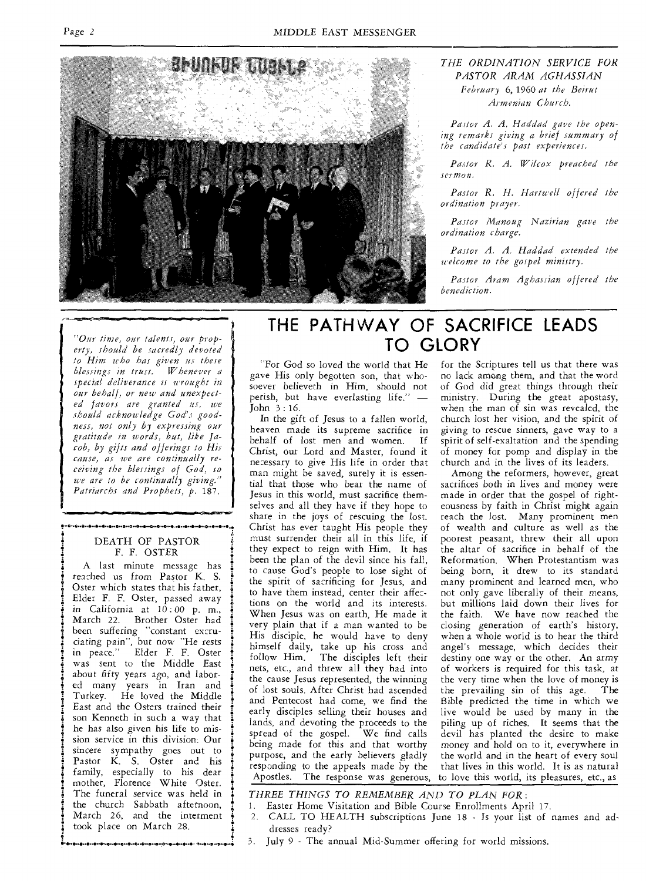### THE ORDINATION SERVICE FOR PASTOR ARAM AGHASSIAN

*February 6, 1960 at the Beirut Armenian Church.*

*Pastor A. A. Haddad gave the opening remarks giving a brief summary of the candidate's past experiences.*

*Pastor R. A. Wilcox preached the sermon.*

*Pastor R. H. Hartwell offered the ordination prayer.*

*Pastor Manoug Nazirian gave the ordination charge.*

*Pastor A. A. Haddad extended the welcome to the gospel ministry.*

*Pastor Aram Aghassian offered the benediction.*

*"Our time, our talents, our property, should be sacredly devoted to Him who has given us these blessings in trust. Whenever a special deliverance is wrought in our behalf, or new and unexpected favors are granted us, we should acknowledge God's goodness, not only by expressing our gratitude in words, but, like Jacob, by gifts and offerings to His cause, as we are continually receiving the blessings of God, so we are to be continually giving." Patriarchs and Prophets, p. 187.*

### DEATH OF PASTOR F. F. OSTER

A last minute message has reached us from Pastor K. S. Oster which states that his father, Elder F. F. Oster, passed away in California at 10:00 p. m., March 22. Brother Oster had been suffering "constant excruciating pain", but now "He rests in peace." Elder F. F. Oster was sent to the Middle East about fifty years ago, and labored many years in Iran and Turkey. He loved the Middle East and the Osters trained their son Kenneth in such a way that he has also given his life to mission service in this division. Our sincere sympathy goes out to Pastor K. S. Oster and his family, especially to his dear mother, Florence White Oster. The funeral service was held in the church Sabbath afternoon, March 26, and the interment took place on March 28.

## THE PATHWAY OF SACRIFICE LEADS TO GLORY

"For God so loved the world that He gave His only begotten son, that whosoever believeth in Him, should not perish, but have everlasting life." — John 3:16.

In the gift of Jesus to a fallen world, heaven made its supreme sacrifice in behalf of lost men and women. If Christ, our Lord and Master, found it necessary to give His life in order that man might be saved, surely it is essential that those who bear the name of Jesus in this world, must sacrifice themselves and all they have if they hope to share in the joys of rescuing the lost. Christ has ever taught His people they must surrender their all in this life, if they expect to reign with Him. It has been the plan of the devil since his fall, to cause God's people to lose sight of the spirit of sacrificing for Jesus, and to have them instead, center their affections on the world and its interests. When Jesus was on earth, He made it very plain that if a man wanted to be His disciple, he would have to deny himself daily, take up his cross and follow Him. The disciples left their nets, etc., and threw all they had into the cause Jesus represented, the winning of lost souls. After Christ had ascended and Pentecost had come, we find the early disciples selling their houses and lands, and devoting the proceeds to the spread of the gospel. We find calls being made for this and that worthy purpose, and the early believers gladly responding to the appeals made by the Apostles. The response was generous, for the Scriptures tell us that there was no lack among them, and that the word of God did great things through their ministry. During the great apostasy, when the man of sin was revealed, the church lost her vision, and the spirit of giving to rescue sinners, gave way to a spirit of self-exaltation and the spending of money for pomp and display in the church and in the lives of its leaders.

Among the reformers, however, great sacrifices both in lives and money were made in order that the gospel of righteousness by faith in Christ might again reach the lost. Many prominent men of wealth and culture as well as the poorest peasant, threw their all upon the altar of sacrifice in behalf of the Reformation. When Protestantism was being born, it drew to its standard many prominent and learned men, who not only gave liberally of their means, but millions laid down their lives for the faith. We have now reached the closing generation of earth's history, when a whole world is to hear the third angel's message, which decides their destiny one way or the other. An army of workers is required for this task, at the very time when the love of money is the prevailing sin of this age. The Bible predicted the time in which we live would be used by many in the piling up of riches. It seems that the devil has planted the desire to make money and hold on to it, everywhere in the world and in the heart of every soul that lives in this world. It is as natural to love this world, its pleasures, etc., as

*THREE THINGS TO REMEMBER AND TO PLAN FOR:*

1. Easter Home Visitation and Bible Course Enrollments April 17.
2. CALL TO HEALTH subscriptions June 18 - Is your list of names and addresses ready?
3. July 9 - The annual Mid-Summer offering for world missions.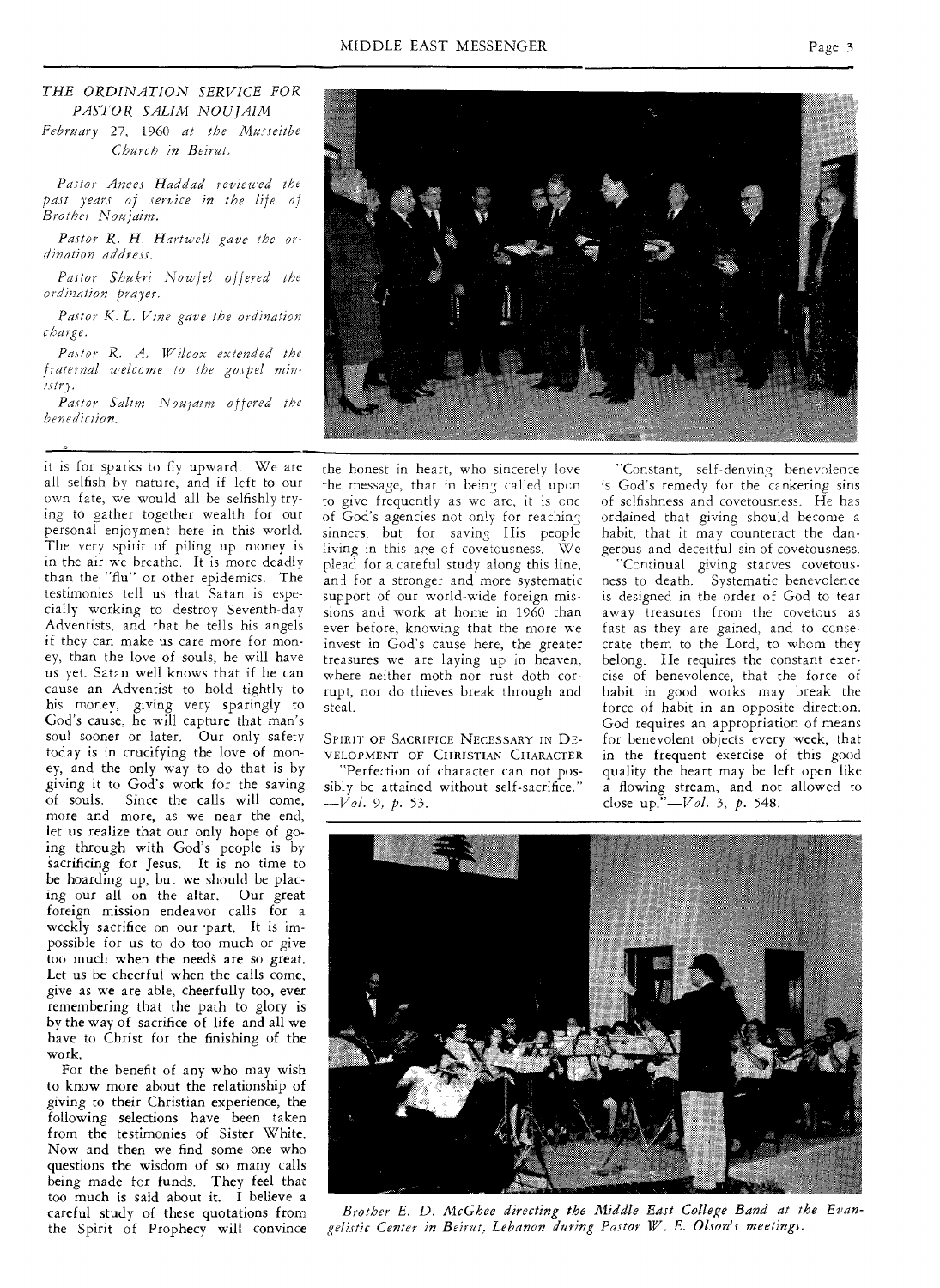*THE ORDINATION SERVICE FOR PASTOR SALIM NOUJAIM*

*February 27, 1960 at the Musseitbe Church in Beirut.*

*Pastor Anees Haddad reviewed the past years of service in the life of Brother Noujaim.*

*Pastor R. H. Hartwell gave the ordination address.*

*Pastor Shukri Nowfel offered the ordination prayer.*

*Pastor K. L. Vine gave the ordination charge.*

*Pastor R. A. Wilcox extended the fraternal welcome to the gospel ministry.*

*Pastor Salim Noujaim offered the benediction.*

it is for sparks to fly upward. We are all selfish by nature, and if left to our own fate, we would all be selfishly trying to gather together wealth for our personal enjoyment here in this world. The very spirit of piling up money is in the air we breathe. It is more deadly than the "flu" or other epidemics. The testimonies tell us that Satan is especially working to destroy Seventh-day Adventists, and that he tells his angels if they can make us care more for money, than the love of souls, he will have us yet. Satan well knows that if he can cause an Adventist to hold tightly to his money, giving very sparingly to God's cause, he will capture that man's soul sooner or later. Our only safety today is in crucifying the love of money, and the only way to do that is by giving it to God's work for the saving of souls. Since the calls will come, more and more, as we near the end, let us realize that our only hope of going through with God's people is by sacrificing for Jesus. It is no time to be hoarding up, but we should be placing our all on the altar. Our great foreign mission endeavor calls for a weekly sacrifice on our part. It is impossible for us to do too much or give too much when the needs are so great. Let us be cheerful when the calls come, give as we are able, cheerfully too, ever remembering that the path to glory is by the way of sacrifice of life and all we have to Christ for the finishing of the work.

For the benefit of any who may wish to know more about the relationship of giving to their Christian experience, the following selections have been taken from the testimonies of Sister White. Now and then we find some one who questions the wisdom of so many calls being made for funds. They feel that too much is said about it. I believe a careful study of these quotations from the Spirit of Prophecy will convince the honest in heart, who sincerely love the message, that in being called upon to give frequently as we are, it is one of God's agencies not only for reaching sinners, but for saving His people living in this age of covetousness. We plead for a careful study along this line, and for a stronger and more systematic support of our world-wide foreign missions and work at home in 1960 than ever before, knowing that the more we invest in God's cause here, the greater treasures we are laying up in heaven, where neither moth nor rust doth corrupt, nor do thieves break through and steal.

SPIRIT OF SACRIFICE NECESSARY IN DEVELOPMENT OF CHRISTIAN CHARACTER

"Perfection of character can not possibly be attained without self-sacrifice." —*Vol. 9, p.* 53.

"Constant, self-denying benevolence is God's remedy for the cankering sins of selfishness and covetousness. He has ordained that giving should become a habit, that it may counteract the dangerous and deceitful sin of covetousness.

"Continual giving starves covetousness to death. Systematic benevolence is designed in the order of God to tear away treasures from the covetous as fast as they are gained, and to consecrate them to the Lord, to whom they belong. He requires the constant exercise of benevolence, that the force of habit in good works may break the force of habit in an opposite direction. God requires an appropriation of means for benevolent objects every week, that in the frequent exercise of this good quality the heart may be left open like a flowing stream, and not allowed to close up."—*Vol.* 3, *p.* 548.

*Brother E. D. McGhee directing the Middle East College Band at the Evangelistic Center in Beirut, Lebanon during Pastor W. E. Olson's meetings.*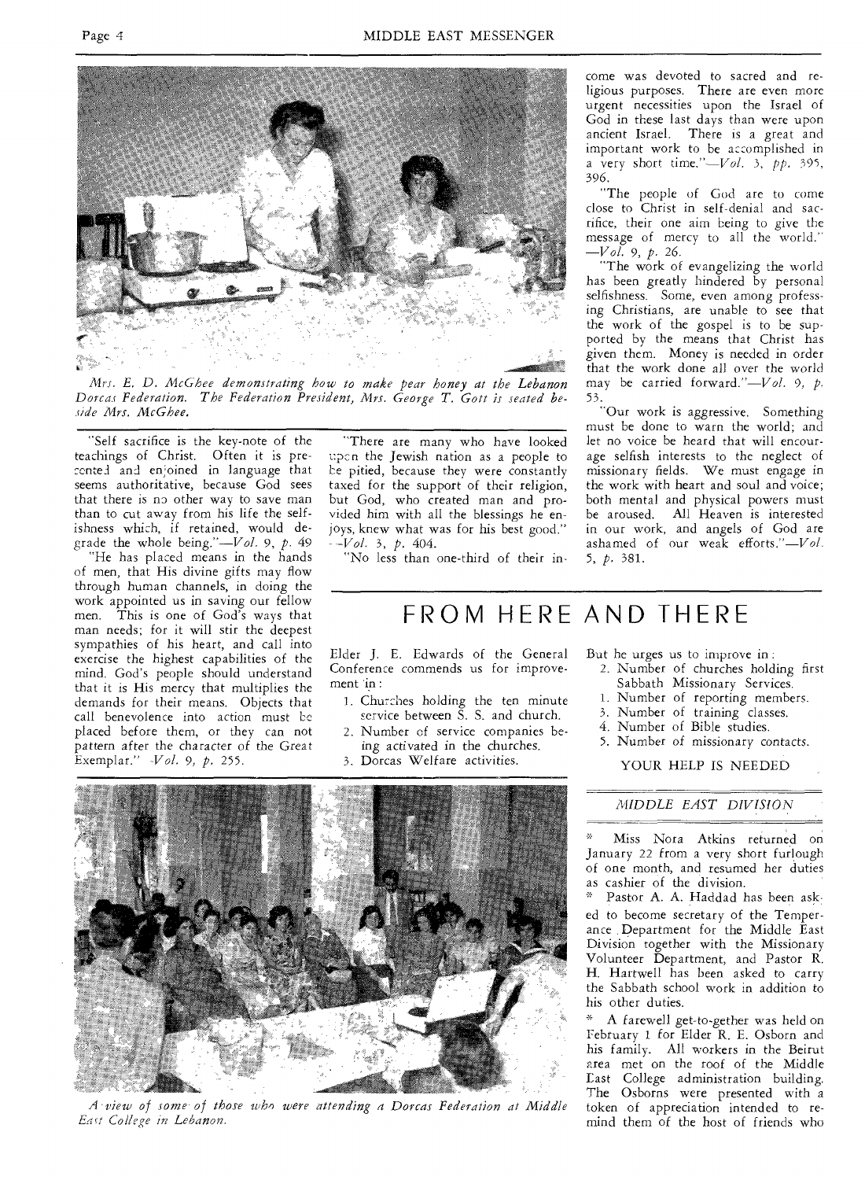*Mrs. E. D. McGhee demonstrating how to make pear honey at the Lebanon Dorcas Federation. The Federation President, Mrs. George T. Gott is seated beside Mrs. McGhee.*

"Self sacrifice is the key-note of the teachings of Christ. Often it is presented and enjoined in language that seems authoritative, because God sees that there is no other way to save man than to cut away from his life the selfishness which, if retained, would degrade the whole being."—*Vol. 9, p. 49*

"He has placed means in the hands of men, that His divine gifts may flow through human channels, in doing the work appointed us in saving our fellow men. This is one of God's ways that man needs; for it will stir the deepest sympathies of his heart, and call into exercise the highest capabilities of the mind. God's people should understand that it is His mercy that multiplies the demands for their means. Objects that call benevolence into action must be placed before them, or they can not pattern after the character of the Great Exemplar." *Vol. 9, p. 255.*

"There are many who have looked upon the Jewish nation as a people to be pitied, because they were constantly taxed for the support of their religion, but God, who created man and provided him with all the blessings he enjoys, knew what was for his best good." —*Vol. 3, p. 404.*

"No less than one-third of their income was devoted to sacred and religious purposes. There are even more urgent necessities upon the Israel of God in these last days than were upon ancient Israel. There is a great and important work to be accomplished in a very short time."—*Vol. 3, pp. 395, 396.*

"The people of God are to come close to Christ in self-denial and sacrifice, their one aim being to give the message of mercy to all the world." —*Vol. 9, p. 26.*

"The work of evangelizing the world has been greatly hindered by personal selfishness. Some, even among professing Christians, are unable to see that the work of the gospel is to be supported by the means that Christ has given them. Money is needed in order that the work done all over the world may be carried forward."—*Vol. 9, p. 53.*

"Our work is aggressive. Something must be done to warn the world; and let no voice be heard that will encourage selfish interests to the neglect of missionary fields. We must engage in the work with heart and soul and voice; both mental and physical powers must be aroused. All Heaven is interested in our work, and angels of God are ashamed of our weak efforts."—*Vol. 5, p. 381.*

# FROM HERE AND THERE

Elder J. E. Edwards of the General Conference commends us for improvement in:

1. Churches holding the ten minute service between S. S. and church.
2. Number of service companies being activated in the churches.
3. Dorcas Welfare activities.

But he urges us to improve in:

2. Number of churches holding first Sabbath Missionary Services.
1. Number of reporting members.
3. Number of training classes.
4. Number of Bible studies.
5. Number of missionary contacts.

YOUR HELP IS NEEDED

*A view of some of those who were attending a Dorcas Federation at Middle East College in Lebanon.*

## *MIDDLE EAST DIVISION*

\* Miss Nora Atkins returned on January 22 from a very short furlough of one month, and resumed her duties as cashier of the division.

\* Pastor A. A. Haddad has been asked to become secretary of the Temperance Department for the Middle East Division together with the Missionary Volunteer Department, and Pastor R. H. Hartwell has been asked to carry the Sabbath school work in addition to his other duties.

\* A farewell get-to-gether was held on February 1 for Elder R. E. Osborn and his family. All workers in the Beirut area met on the roof of the Middle East College administration building. The Osborns were presented with a token of appreciation intended to remind them of the host of friends who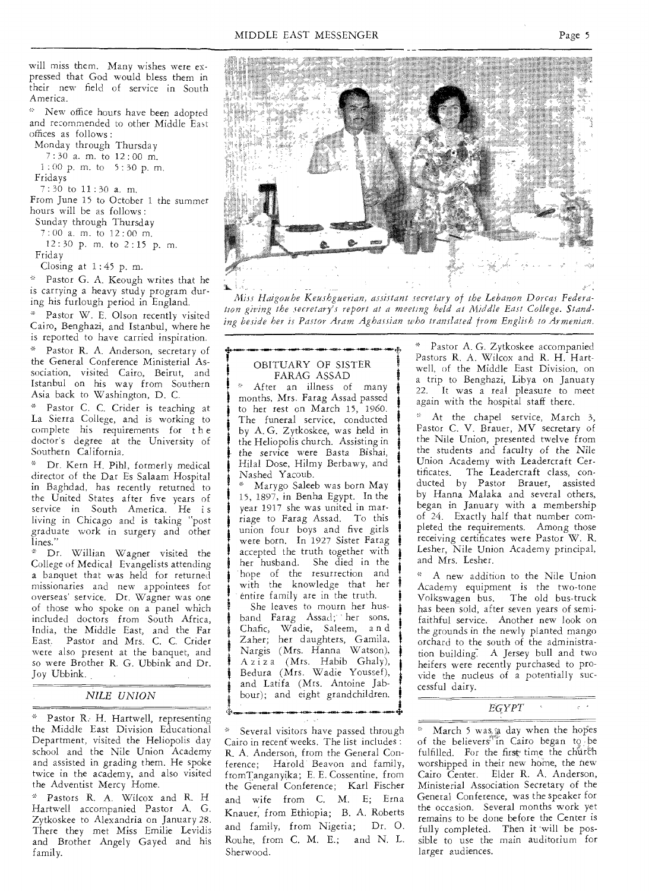will miss them. Many wishes were expressed that God would bless them in their new field of service in South America.

* New office hours have been adopted and recommended to other Middle East offices as follows:

Monday through Thursday
7:30 a. m. to 12:00 m.
1:00 p. m. to 5:30 p. m.
Fridays
7:30 to 11:30 a. m.

From June 15 to October 1 the summer hours will be as follows:

Sunday through Thursday
7:00 a. m. to 12:00 m.
12:30 p. m. to 2:15 p. m.
Friday
Closing at 1:45 p. m.

* Pastor G. A. Keough writes that he is carrying a heavy study program during his furlough period in England.

* Pastor W. E. Olson recently visited Cairo, Benghazi, and Istanbul, where he is reported to have carried inspiration.

* Pastor R. A. Anderson, secretary of the General Conference Ministerial Association, visited Cairo, Beirut, and Istanbul on his way from Southern Asia back to Washington, D. C.

* Pastor C. C. Crider is teaching at La Sierra College, and is working to complete his requirements for the doctor's degree at the University of Southern California.

* Dr. Kern H. Pihl, formerly medical director of the Dar Es Salaam Hospital in Baghdad, has recently returned to the United States after five years of service in South America. He is living in Chicago and is taking "post graduate work in surgery and other lines."

* Dr. Willian Wagner visited the College of Medical Evangelists attending a banquet that was held for returned missionaries and new appointees for overseas' service. Dr. Wagner was one of those who spoke on a panel which included doctors from South Africa, India, the Middle East, and the Far East. Pastor and Mrs. C. C. Crider were also present at the banquet, and so were Brother R. G. Ubbink and Dr. Joy Ubbink.

## NILE UNION

* Pastor R. H. Hartwell, representing the Middle East Division Educational Department, visited the Heliopolis day school and the Nile Union Academy and assisted in grading them. He spoke twice in the academy, and also visited the Adventist Mercy Home.

* Pastors R. A. Wilcox and R. H Hartwell accompanied Pastor A. G. Zytkoskee to Alexandria on January 28. There they met Miss Emilie Levidis and Brother Angely Gayed and his family.

*Miss Haigouhe Keushguerian, assistant secretary of the Lebanon Dorcas Federation giving the secretary's report at a meeting held at Middle East College. Standing beside her is Pastor Aram Aghassian who translated from English to Armenian.*

### OBITUARY OF SISTER FARAG ASSAD

* After an illness of many months, Mrs. Farag Assad passed to her rest on March 15, 1960. The funeral service, conducted by A. G. Zytkoskee, was held in the Heliopolis church. Assisting in the service were Basta Bishai, Hilal Dose, Hilmy Berbawy, and Nashed Yacoub.

* Marygo Saleeb was born May 15, 1897, in Benha Egypt. In the year 1917 she was united in marriage to Farag Assad. To this union four boys and five girls were born. In 1927 Sister Farag accepted the truth together with her husband. She died in the hope of the resurrection and with the knowledge that her entire family are in the truth.

She leaves to mourn her husband Farag Assad; her sons, Chafic, Wadie, Saleem, and Zaher; her daughters, Gamila, Nargis (Mrs. Hanna Watson), Aziza (Mrs. Habib Ghaly), Bedura (Mrs. Wadie Youssef), and Latifa (Mrs. Antoine Jabbour); and eight grandchildren.

* Several visitors have passed through Cairo in recent weeks. The list includes: R. A. Anderson, from the General Conference; Harold Beavon and family, from Tanganyika; E. E. Cossentine, from the General Conference; Karl Fischer and wife from C. M. E; Erna Knauer, from Ethiopia; B. A. Roberts and family, from Nigeria; Dr. O. Rouhe, from C. M. E.; and N. L. Sherwood.

* Pastor A. G. Zytkoskee accompanied Pastors R. A. Wilcox and R. H. Hartwell, of the Middle East Division, on a trip to Benghazi, Libya on January 22. It was a real pleasure to meet again with the hospital staff there.

* At the chapel service, March 3, Pastor C. V. Brauer, MV secretary of the Nile Union, presented twelve from the students and faculty of the Nile Union Academy with Leadercraft Certificates. The Leadercraft class, conducted by Pastor Brauer, assisted by Hanna Malaka and several others, began in January with a membership of 24. Exactly half that number completed the requirements. Among those receiving certificates were Pastor W. R. Lesher, Nile Union Academy principal, and Mrs. Lesher.

* A new addition to the Nile Union Academy equipment is the two-tone Volkswagen bus. The old bus-truck has been sold, after seven years of semi-faithful service. Another new look on the grounds in the newly planted mango orchard to the south of the administration building. A Jersey bull and two heifers were recently purchased to provide the nucleus of a potentially successful dairy.

## EGYPT

* March 5 was a day when the hopes of the believers in Cairo began to be fulfilled. For the first time the church worshipped in their new home, the new Cairo Center. Elder R. A. Anderson, Ministerial Association Secretary of the General Conference, was the speaker for the occasion. Several months work yet remains to be done before the Center is fully completed. Then it will be possible to use the main auditorium for larger audiences.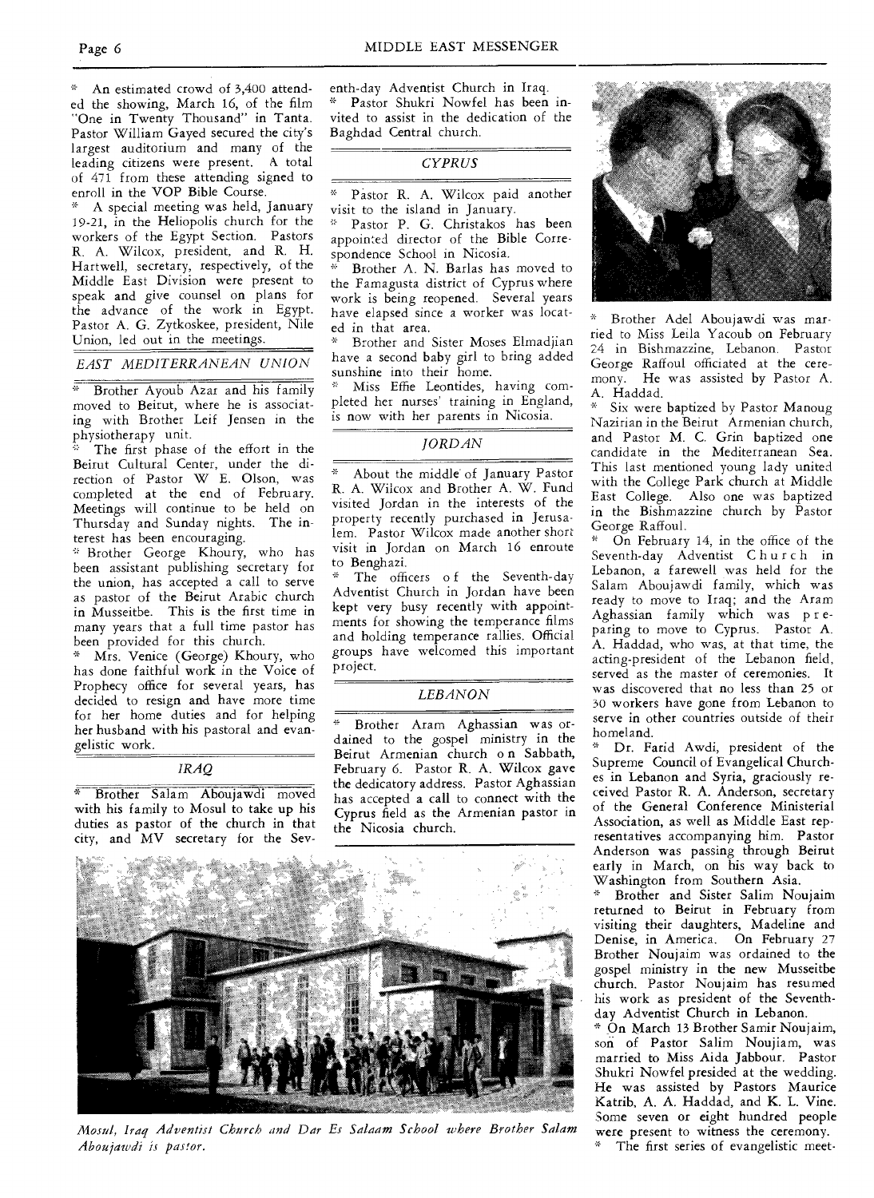\* An estimated crowd of 3,400 attended the showing, March 16, of the film "One in Twenty Thousand" in Tanta. Pastor William Gayed secured the city's largest auditorium and many of the leading citizens were present. A total of 471 from these attending signed to enroll in the VOP Bible Course.

\* A special meeting was held, January 19-21, in the Heliopolis church for the workers of the Egypt Section. Pastors R. A. Wilcox, president, and R. H. Hartwell, secretary, respectively, of the Middle East Division were present to speak and give counsel on plans for the advance of the work in Egypt. Pastor A. G. Zytkoskee, president, Nile Union, led out in the meetings.

## *EAST MEDITERRANEAN UNION*

\* Brother Ayoub Azar and his family moved to Beirut, where he is associating with Brother Leif Jensen in the physiotherapy unit.

\* The first phase of the effort in the Beirut Cultural Center, under the direction of Pastor W E. Olson, was completed at the end of February. Meetings will continue to be held on Thursday and Sunday nights. The interest has been encouraging.

\* Brother George Khoury, who has been assistant publishing secretary for the union, has accepted a call to serve as pastor of the Beirut Arabic church in Musseitbe. This is the first time in many years that a full time pastor has been provided for this church.

\* Mrs. Venice (George) Khoury, who has done faithful work in the Voice of Prophecy office for several years, has decided to resign and have more time for her home duties and for helping her husband with his pastoral and evangelistic work.

## *IRAQ*

\* Brother Salam Aboujawdi moved with his family to Mosul to take up his duties as pastor of the church in that city, and MV secretary for the Seventh-day Adventist Church in Iraq.

\* Pastor Shukri Nowfel has been invited to assist in the dedication of the Baghdad Central church.

## *CYPRUS*

\* Pastor R. A. Wilcox paid another visit to the island in January.

\* Pastor P. G. Christakos has been appointed director of the Bible Correspondence School in Nicosia.

\* Brother A. N. Barlas has moved to the Famagusta district of Cyprus where work is being reopened. Several years have elapsed since a worker was located in that area.

\* Brother and Sister Moses Elmadjian have a second baby girl to bring added sunshine into their home.

\* Miss Effie Leontides, having completed her nurses' training in England, is now with her parents in Nicosia.

## *JORDAN*

\* About the middle of January Pastor R. A. Wilcox and Brother A. W. Fund visited Jordan in the interests of the property recently purchased in Jerusalem. Pastor Wilcox made another short visit in Jordan on March 16 enroute to Benghazi.

\* The officers of the Seventh-day Adventist Church in Jordan have been kept very busy recently with appointments for showing the temperance films and holding temperance rallies. Official groups have welcomed this important project.

## *LEBANON*

\* Brother Aram Aghassian was ordained to the gospel ministry in the Beirut Armenian church on Sabbath, February 6. Pastor R. A. Wilcox gave the dedicatory address. Pastor Aghassian has accepted a call to connect with the Cyprus field as the Armenian pastor in the Nicosia church.

*Mosul, Iraq Adventist Church and Dar Es Salaam School where Brother Salam Aboujawdi is pastor.*

\* Brother Adel Aboujawdi was married to Miss Leila Yacoub on February 24 in Bishmazzine, Lebanon. Pastor George Raffoul officiated at the ceremony. He was assisted by Pastor A. A. Haddad.

\* Six were baptized by Pastor Manoug Nazirian in the Beirut Armenian church, and Pastor M. C. Grin baptized one candidate in the Mediterranean Sea. This last mentioned young lady united with the College Park church at Middle East College. Also one was baptized in the Bishmazzine church by Pastor George Raffoul.

\* On February 14, in the office of the Seventh-day Adventist Church in Lebanon, a farewell was held for the Salam Aboujawdi family, which was ready to move to Iraq; and the Aram Aghassian family which was preparing to move to Cyprus. Pastor A. A. Haddad, who was, at that time, the acting-president of the Lebanon field, served as the master of ceremonies. It was discovered that no less than 25 or 30 workers have gone from Lebanon to serve in other countries outside of their homeland.

\* Dr. Farid Awdi, president of the Supreme Council of Evangelical Churches in Lebanon and Syria, graciously received Pastor R. A. Anderson, secretary of the General Conference Ministerial Association, as well as Middle East representatives accompanying him. Pastor Anderson was passing through Beirut early in March, on his way back to Washington from Southern Asia.

\* Brother and Sister Salim Noujaim returned to Beirut in February from visiting their daughters, Madeline and Denise, in America. On February 27 Brother Noujaim was ordained to the gospel ministry in the new Musseitbe church. Pastor Noujaim has resumed his work as president of the Seventh-day Adventist Church in Lebanon.

\* On March 13 Brother Samir Noujaim, son of Pastor Salim Noujiam, was married to Miss Aida Jabbour. Pastor Shukri Nowfel presided at the wedding. He was assisted by Pastors Maurice Katrib, A. A. Haddad, and K. L. Vine. Some seven or eight hundred people were present to witness the ceremony.

\* The first series of evangelistic meet-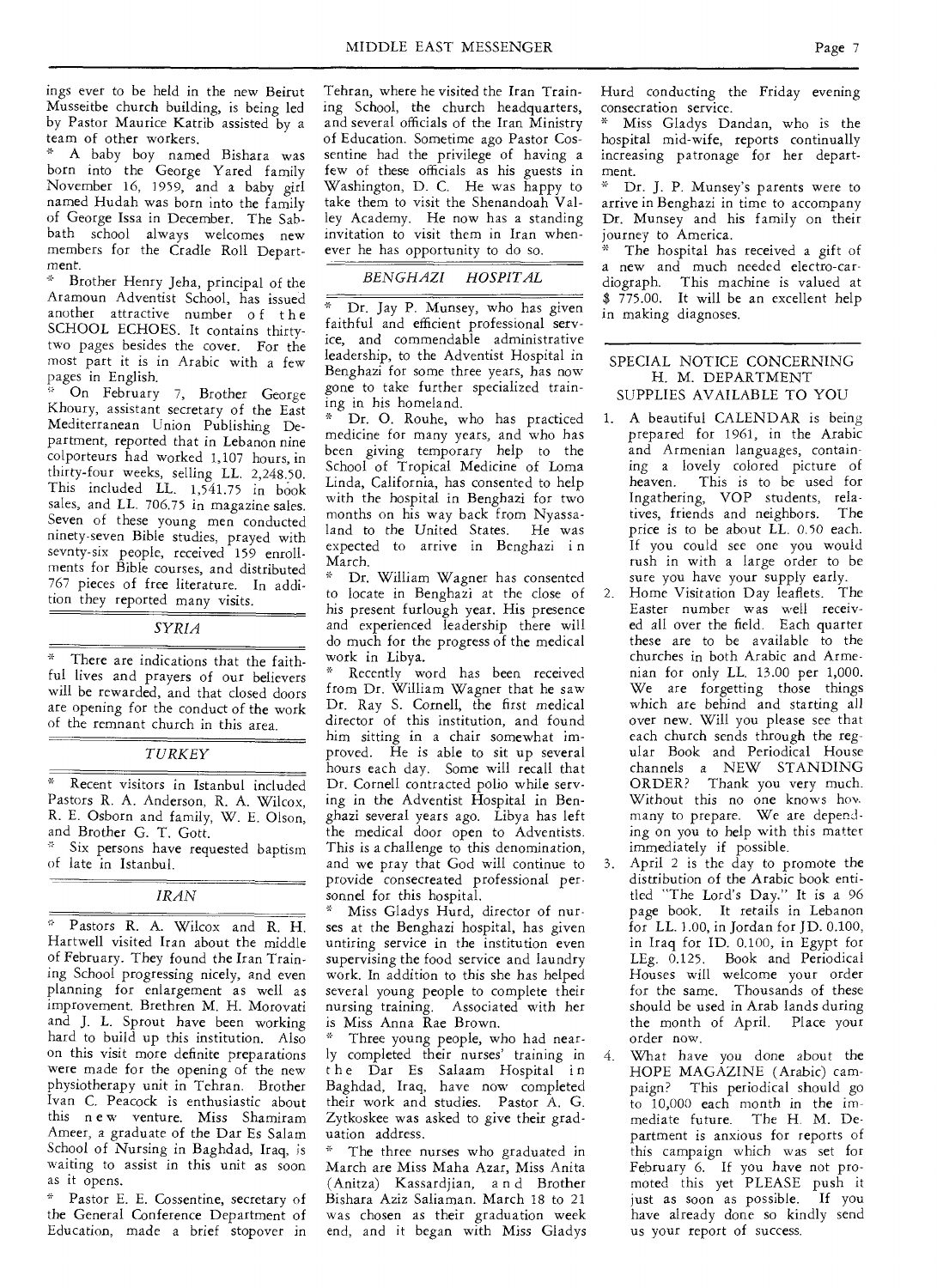ings ever to be held in the new Beirut Musseitbe church building, is being led by Pastor Maurice Katrib assisted by a team of other workers.

* A baby boy named Bishara was born into the George Yared family November 16, 1959, and a baby girl named Hudah was born into the family of George Issa in December. The Sabbath school always welcomes new members for the Cradle Roll Department.

* Brother Henry Jeha, principal of the Aramoun Adventist School, has issued another attractive number of the SCHOOL ECHOES. It contains thirty-two pages besides the cover. For the most part it is in Arabic with a few pages in English.

* On February 7, Brother George Khoury, assistant secretary of the East Mediterranean Union Publishing Department, reported that in Lebanon nine colporteurs had worked 1,107 hours, in thirty-four weeks, selling LL. 2,248.50. This included LL. 1,541.75 in book sales, and LL. 706.75 in magazine sales. Seven of these young men conducted ninety-seven Bible studies, prayed with sevnty-six people, received 159 enrollments for Bible courses, and distributed 767 pieces of free literature. In addition they reported many visits.

## *SYRIA*

* There are indications that the faithful lives and prayers of our believers will be rewarded, and that closed doors are opening for the conduct of the work of the remnant church in this area.

## *TURKEY*

* Recent visitors in Istanbul included Pastors R. A. Anderson, R. A. Wilcox, R. E. Osborn and family, W. E. Olson, and Brother G. T. Gott.

* Six persons have requested baptism of late in Istanbul.

## *IRAN*

* Pastors R. A. Wilcox and R. H. Hartwell visited Iran about the middle of February. They found the Iran Training School progressing nicely, and even planning for enlargement as well as improvement. Brethren M. H. Morovati and J. L. Sprout have been working hard to build up this institution. Also on this visit more definite preparations were made for the opening of the new physiotherapy unit in Tehran. Brother Ivan C. Peacock is enthusiastic about this new venture. Miss Shamiram Ameer, a graduate of the Dar Es Salam School of Nursing in Baghdad, Iraq, is waiting to assist in this unit as soon as it opens.

* Pastor E. E. Cossentine, secretary of the General Conference Department of Education, made a brief stopover in Tehran, where he visited the Iran Training School, the church headquarters, and several officials of the Iran Ministry of Education. Sometime ago Pastor Cossentine had the privilege of having a few of these officials as his guests in Washington, D. C. He was happy to take them to visit the Shenandoah Valley Academy. He now has a standing invitation to visit them in Iran whenever he has opportunity to do so.

## *BENGHAZI HOSPITAL*

* Dr. Jay P. Munsey, who has given faithful and efficient professional service, and commendable administrative leadership, to the Adventist Hospital in Benghazi for some three years, has now gone to take further specialized training in his homeland.

* Dr. O. Rouhe, who has practiced medicine for many years, and who has been giving temporary help to the School of Tropical Medicine of Loma Linda, California, has consented to help with the hospital in Benghazi for two months on his way back from Nyassaland to the United States. He was expected to arrive in Benghazi in March.

* Dr. William Wagner has consented to locate in Benghazi at the close of his present furlough year. His presence and experienced leadership there will do much for the progress of the medical work in Libya.

* Recently word has been received from Dr. William Wagner that he saw Dr. Ray S. Cornell, the first medical director of this institution, and found him sitting in a chair somewhat improved. He is able to sit up several hours each day. Some will recall that Dr. Cornell contracted polio while serving in the Adventist Hospital in Benghazi several years ago. Libya has left the medical door open to Adventists. This is a challenge to this denomination, and we pray that God will continue to provide consecreated professional personnel for this hospital.

* Miss Gladys Hurd, director of nurses at the Benghazi hospital, has given untiring service in the institution even supervising the food service and laundry work. In addition to this she has helped several young people to complete their nursing training. Associated with her is Miss Anna Rae Brown.

* Three young people, who had nearly completed their nurses' training in the Dar Es Salaam Hospital in Baghdad, Iraq, have now completed their work and studies. Pastor A. G. Zytkoskee was asked to give their graduation address.

* The three nurses who graduated in March are Miss Maha Azar, Miss Anita (Anitza) Kassardjian, and Brother Bishara Aziz Saliaman. March 18 to 21 was chosen as their graduation week end, and it began with Miss Gladys Hurd conducting the Friday evening consecration service.

* Miss Gladys Dandan, who is the hospital mid-wife, reports continually increasing patronage for her department.

* Dr. J. P. Munsey's parents were to arrive in Benghazi in time to accompany Dr. Munsey and his family on their journey to America.

* The hospital has received a gift of a new and much needed electro-cardiograph. This machine is valued at $ 775.00. It will be an excellent help in making diagnoses.

## SPECIAL NOTICE CONCERNING H. M. DEPARTMENT SUPPLIES AVAILABLE TO YOU

1. A beautiful CALENDAR is being prepared for 1961, in the Arabic and Armenian languages, containing a lovely colored picture of heaven. This is to be used for Ingathering, VOP students, relatives, friends and neighbors. The price is to be about LL. 0.50 each. If you could see one you would rush in with a large order to be sure you have your supply early.
2. Home Visitation Day leaflets. The Easter number was well received all over the field. Each quarter these are to be available to the churches in both Arabic and Armenian for only LL. 13.00 per 1,000. We are forgetting those things which are behind and starting all over new. Will you please see that each church sends through the regular Book and Periodical House channels a NEW STANDING ORDER? Thank you very much. Without this no one knows how many to prepare. We are depending on you to help with this matter immediately if possible.
3. April 2 is the day to promote the distribution of the Arabic book entitled "The Lord's Day." It is a 96 page book. It retails in Lebanon for LL. 1.00, in Jordan for JD. 0.100, in Iraq for ID. 0.100, in Egypt for LEg. 0.125. Book and Periodical Houses will welcome your order for the same. Thousands of these should be used in Arab lands during the month of April. Place your order now.
4. What have you done about the HOPE MAGAZINE (Arabic) campaign? This periodical should go to 10,000 each month in the immediate future. The H. M. Department is anxious for reports of this campaign which was set for February 6. If you have not promoted this yet PLEASE push it just as soon as possible. If you have already done so kindly send us your report of success.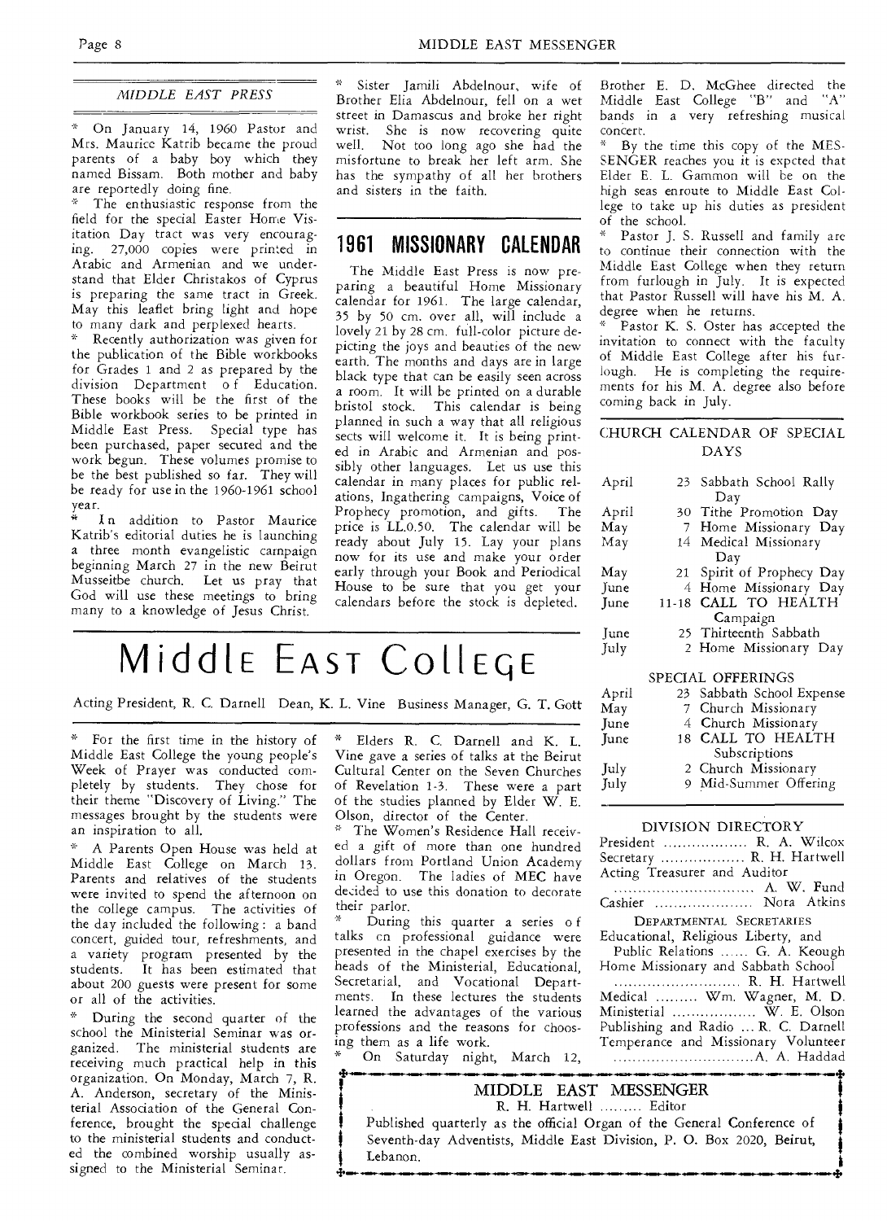## *MIDDLE EAST PRESS*

* On January 14, 1960 Pastor and Mrs. Maurice Katrib became the proud parents of a baby boy which they named Bissam. Both mother and baby are reportedly doing fine.

* The enthusiastic response from the field for the special Easter Home Visitation Day tract was very encouraging. 27,000 copies were printed in Arabic and Armenian and we understand that Elder Christakos of Cyprus is preparing the same tract in Greek. May this leaflet bring light and hope to many dark and perplexed hearts.

* Recently authorization was given for the publication of the Bible workbooks for Grades 1 and 2 as prepared by the division Department of Education. These books will be the first of the Bible workbook series to be printed in Middle East Press. Special type has been purchased, paper secured and the work begun. These volumes promise to be the best published so far. They will be ready for use in the 1960-1961 school year.

* In addition to Pastor Maurice Katrib's editorial duties he is launching a three month evangelistic campaign beginning March 27 in the new Beirut Musseitbe church. Let us pray that God will use these meetings to bring many to a knowledge of Jesus Christ.

* Sister Jamili Abdelnour, wife of Brother Elia Abdelnour, fell on a wet street in Damascus and broke her right wrist. She is now recovering quite well. Not too long ago she had the misfortune to break her left arm. She has the sympathy of all her brothers and sisters in the faith.

## 1961 MISSIONARY CALENDAR

The Middle East Press is now preparing a beautiful Home Missionary calendar for 1961. The large calendar, 35 by 50 cm. over all, will include a lovely 21 by 28 cm. full-color picture depicting the joys and beauties of the new earth. The months and days are in large black type that can be easily seen across a room. It will be printed on a durable bristol stock. This calendar is being planned in such a way that all religious sects will welcome it. It is being printed in Arabic and Armenian and possibly other languages. Let us use this calendar in many places for public relations, Ingathering campaigns, Voice of Prophecy promotion, and gifts. The price is LL.0.50. The calendar will be ready about July 15. Lay your plans now for its use and make your order early through your Book and Periodical House to be sure that you get your calendars before the stock is depleted.

# Middle East College

Acting President, R. C. Darnell Dean, K. L. Vine Business Manager, G. T. Gott

* For the first time in the history of Middle East College the young people's Week of Prayer was conducted completely by students. They chose for their theme "Discovery of Living." The messages brought by the students were an inspiration to all.

* A Parents Open House was held at Middle East College on March 13. Parents and relatives of the students were invited to spend the afternoon on the college campus. The activities of the day included the following: a band concert, guided tour, refreshments, and a variety program presented by the students. It has been estimated that about 200 guests were present for some or all of the activities.

* During the second quarter of the school the Ministerial Seminar was organized. The ministerial students are receiving much practical help in this organization. On Monday, March 7, R. A. Anderson, secretary of the Ministerial Association of the General Conference, brought the special challenge to the ministerial students and conducted the combined worship usually assigned to the Ministerial Seminar.

* Elders R. C. Darnell and K. L. Vine gave a series of talks at the Beirut Cultural Center on the Seven Churches of Revelation 1-3. These were a part of the studies planned by Elder W. E. Olson, director of the Center.

* The Women's Residence Hall received a gift of more than one hundred dollars from Portland Union Academy in Oregon. The ladies of MEC have decided to use this donation to decorate their parlor.

* During this quarter a series of talks on professional guidance were presented in the chapel exercises by the heads of the Ministerial, Educational, Secretarial, and Vocational Departments. In these lectures the students learned the advantages of the various professions and the reasons for choosing them as a life work.

* On Saturday night, March 12, Brother E. D. McGhee directed the Middle East College "B" and "A" bands in a very refreshing musical concert.

* By the time this copy of the MESSENGER reaches you it is expcted that Elder E. L. Gammon will be on the high seas enroute to Middle East College to take up his duties as president of the school.

* Pastor J. S. Russell and family are to continue their connection with the Middle East College when they return from furlough in July. It is expected that Pastor Russell will have his M. A. degree when he returns.

* Pastor K. S. Oster has accepted the invitation to connect with the faculty of Middle East College after his furlough. He is completing the requirements for his M. A. degree also before coming back in July.

### CHURCH CALENDAR OF SPECIAL DAYS

| | | |
|---|---|---|
| April | 23 | Sabbath School Rally Day |
| April | 30 | Tithe Promotion Day |
| May | 7 | Home Missionary Day |
| May | 14 | Medical Missionary Day |
| May | 21 | Spirit of Prophecy Day |
| June | 4 | Home Missionary Day |
| June | 11-18 | CALL TO HEALTH Campaign |
| June | 25 | Thirteenth Sabbath |
| July | 2 | Home Missionary Day |

### SPECIAL OFFERINGS

| | | |
|---|---|---|
| April | 23 | Sabbath School Expense |
| May | 7 | Church Missionary |
| June | 4 | Church Missionary |
| June | 18 | CALL TO HEALTH Subscriptions |
| July | 2 | Church Missionary |
| July | 9 | Mid-Summer Offering |

### DIVISION DIRECTORY

President .................. R. A. Wilcox
Secretary .................. R. H. Hartwell
Acting Treasurer and Auditor .............................. A. W. Fund
Cashier ..................... Nora Atkins

DEPARTMENTAL SECRETARIES

Educational, Religious Liberty, and Public Relations ...... G. A. Keough
Home Missionary and Sabbath School ........................... R. H. Hartwell
Medical ......... Wm. Wagner, M. D.
Ministerial .................. W. E. Olson
Publishing and Radio ... R. C. Darnell
Temperance and Missionary Volunteer ...............................A. A. Haddad

**MIDDLE EAST MESSENGER**

R. H. Hartwell ......... Editor

Published quarterly as the official Organ of the General Conference of Seventh-day Adventists, Middle East Division, P. O. Box 2020, Beirut, Lebanon.